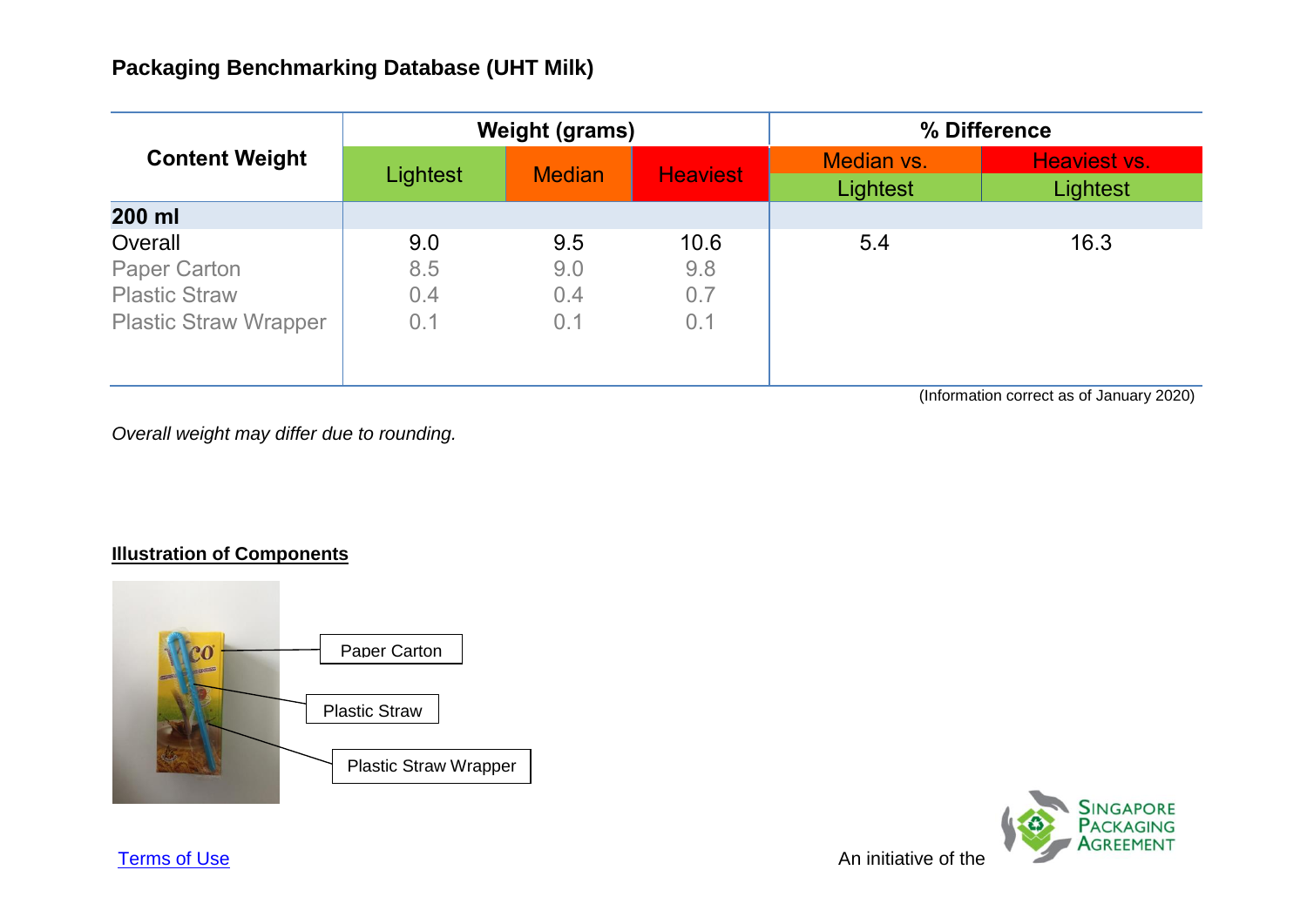## Packaging Benchmarking Database (UHT Milk)

| Content Weight | Weight (grams) | | | % Difference | |
|---|---|---|---|---|---|
| | Lightest | Median | Heaviest | Median vs. Lightest | Heaviest vs. Lightest |
| **200 ml** | | | | | |
| Overall | 9.0 | 9.5 | 10.6 | 5.4 | 16.3 |
| Paper Carton | 8.5 | 9.0 | 9.8 | | |
| Plastic Straw | 0.4 | 0.4 | 0.7 | | |
| Plastic Straw Wrapper | 0.1 | 0.1 | 0.1 | | |

(Information correct as of January 2020)

*Overall weight may differ due to rounding.*

**Illustration of Components**

Paper Carton

Plastic Straw

Plastic Straw Wrapper

Terms of Use

An initiative of the Singapore Packaging Agreement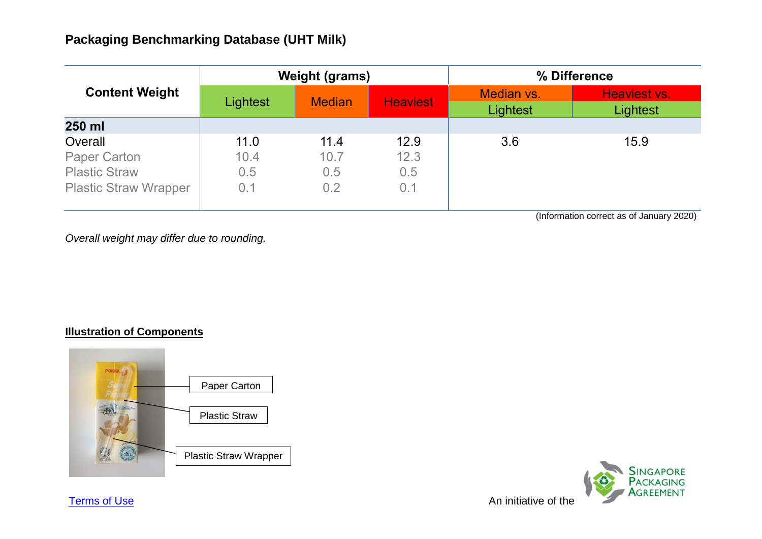## Packaging Benchmarking Database (UHT Milk)

| Content Weight | Weight (grams) | | | % Difference | |
|---|---|---|---|---|---|
| | Lightest | Median | Heaviest | Median vs. Lightest | Heaviest vs. Lightest |
| **250 ml** | | | | | |
| Overall | 11.0 | 11.4 | 12.9 | 3.6 | 15.9 |
| Paper Carton | 10.4 | 10.7 | 12.3 | | |
| Plastic Straw | 0.5 | 0.5 | 0.5 | | |
| Plastic Straw Wrapper | 0.1 | 0.2 | 0.1 | | |

(Information correct as of January 2020)

*Overall weight may differ due to rounding.*

**Illustration of Components**

Paper Carton

Plastic Straw

Plastic Straw Wrapper

Terms of Use

An initiative of the Singapore Packaging Agreement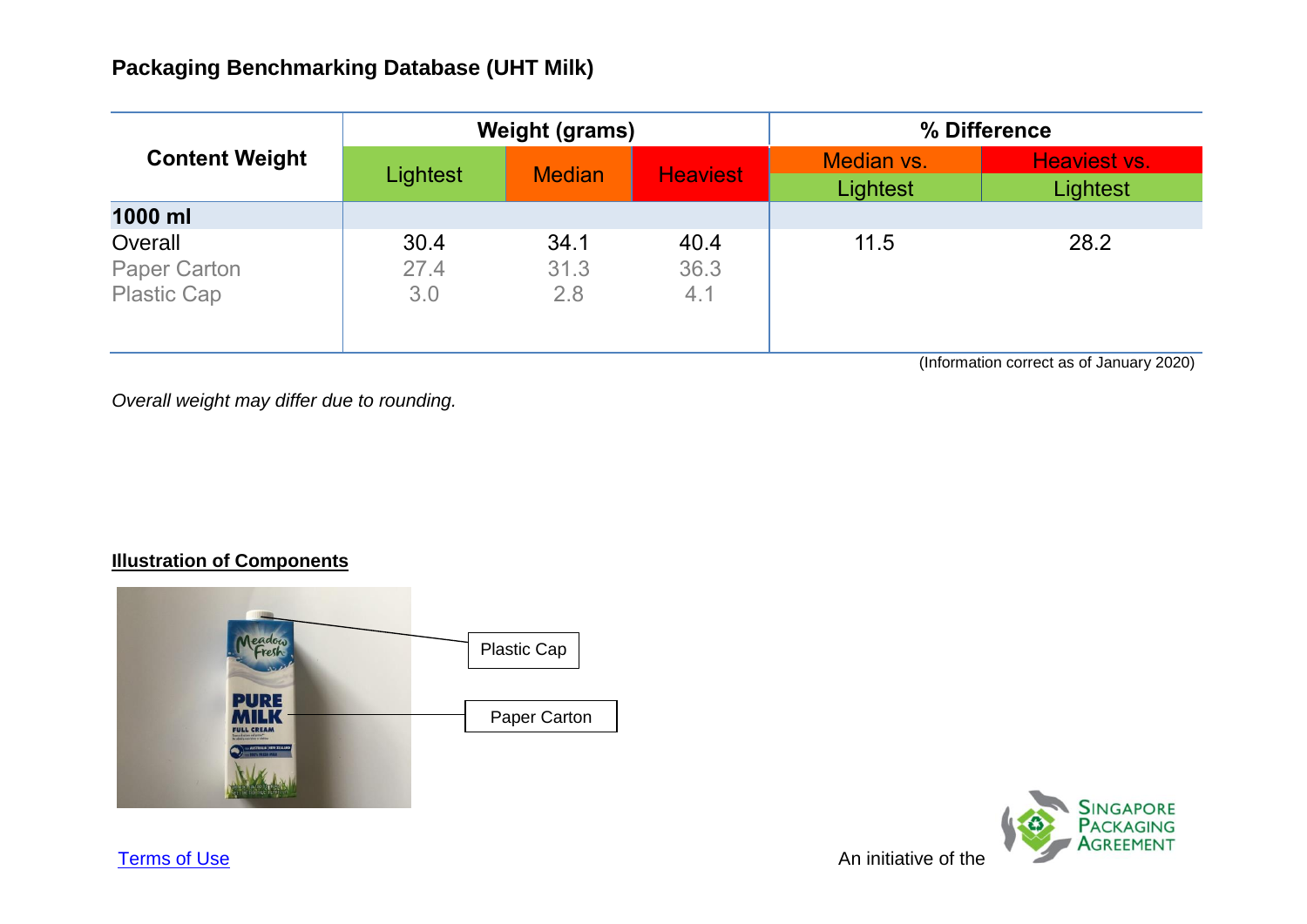## Packaging Benchmarking Database (UHT Milk)

| Content Weight | Weight (grams) | | | % Difference | |
|---|---|---|---|---|---|
| | Lightest | Median | Heaviest | Median vs. Lightest | Heaviest vs. Lightest |
| **1000 ml** | | | | | |
| Overall | 30.4 | 34.1 | 40.4 | 11.5 | 28.2 |
| Paper Carton | 27.4 | 31.3 | 36.3 | | |
| Plastic Cap | 3.0 | 2.8 | 4.1 | | |

(Information correct as of January 2020)

*Overall weight may differ due to rounding.*

**Illustration of Components**

Plastic Cap

Paper Carton

Terms of Use

An initiative of the Singapore Packaging Agreement